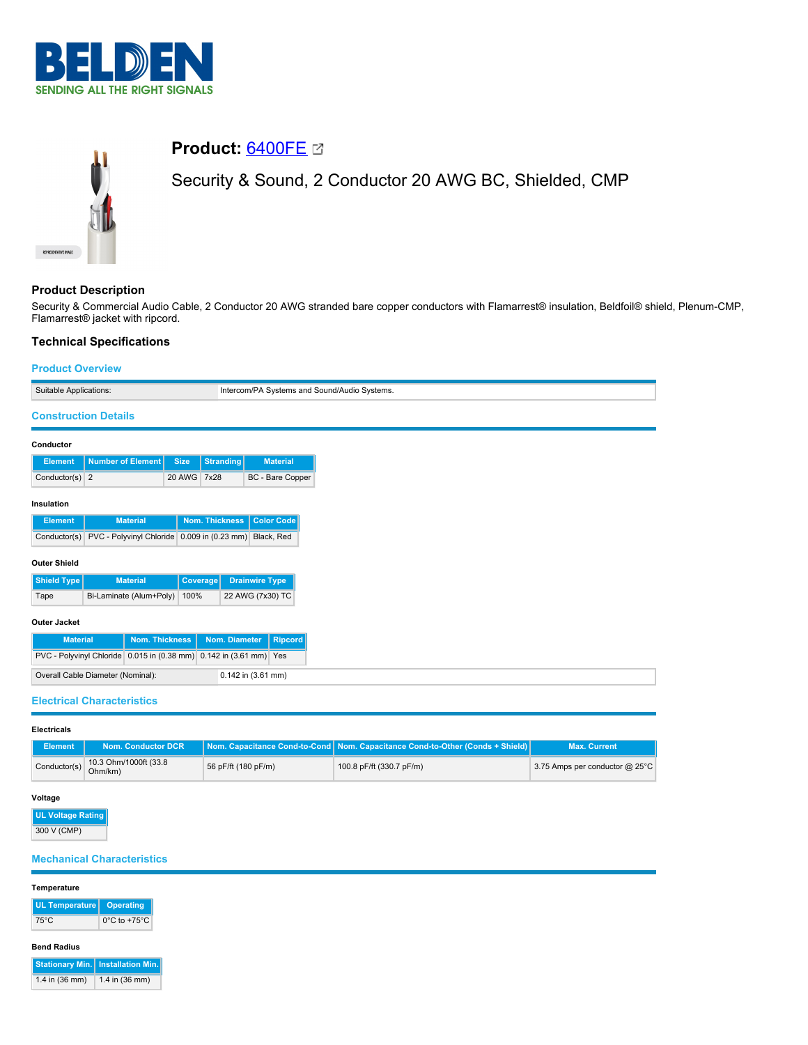# Product: 6400FE

Security & Sound, 2 Conductor 20 AWG BC, Shielded, CMP

## Product Description

Security & Commercial Audio Cable, 2 Conductor 20 AWG stranded bare copper conductors with Flamarrest® insulation, Beldfoil® shield, Plenum-CMP, Flamarrest® jacket with ripcord.

## Technical Specifications

### Product Overview

| | |
|---|---|
| Suitable Applications: | Intercom/PA Systems and Sound/Audio Systems. |

### Construction Details

#### Conductor

| Element | Number of Element | Size | Stranding | Material |
|---|---|---|---|---|
| Conductor(s) | 2 | 20 AWG | 7x28 | BC - Bare Copper |

#### Insulation

| Element | Material | Nom. Thickness | Color Code |
|---|---|---|---|
| Conductor(s) | PVC - Polyvinyl Chloride | 0.009 in (0.23 mm) | Black, Red |

#### Outer Shield

| Shield Type | Material | Coverage | Drainwire Type |
|---|---|---|---|
| Tape | Bi-Laminate (Alum+Poly) | 100% | 22 AWG (7x30) TC |

#### Outer Jacket

| Material | Nom. Thickness | Nom. Diameter | Ripcord |
|---|---|---|---|
| PVC - Polyvinyl Chloride | 0.015 in (0.38 mm) | 0.142 in (3.61 mm) | Yes |

| | |
|---|---|
| Overall Cable Diameter (Nominal): | 0.142 in (3.61 mm) |

### Electrical Characteristics

#### Electricals

| Element | Nom. Conductor DCR | Nom. Capacitance Cond-to-Cond | Nom. Capacitance Cond-to-Other (Conds + Shield) | Max. Current |
|---|---|---|---|---|
| Conductor(s) | 10.3 Ohm/1000ft (33.8 Ohm/km) | 56 pF/ft (180 pF/m) | 100.8 pF/ft (330.7 pF/m) | 3.75 Amps per conductor @ 25°C |

#### Voltage

| UL Voltage Rating |
|---|
| 300 V (CMP) |

### Mechanical Characteristics

#### Temperature

| UL Temperature | Operating |
|---|---|
| 75°C | 0°C to +75°C |

#### Bend Radius

| Stationary Min. | Installation Min. |
|---|---|
| 1.4 in (36 mm) | 1.4 in (36 mm) |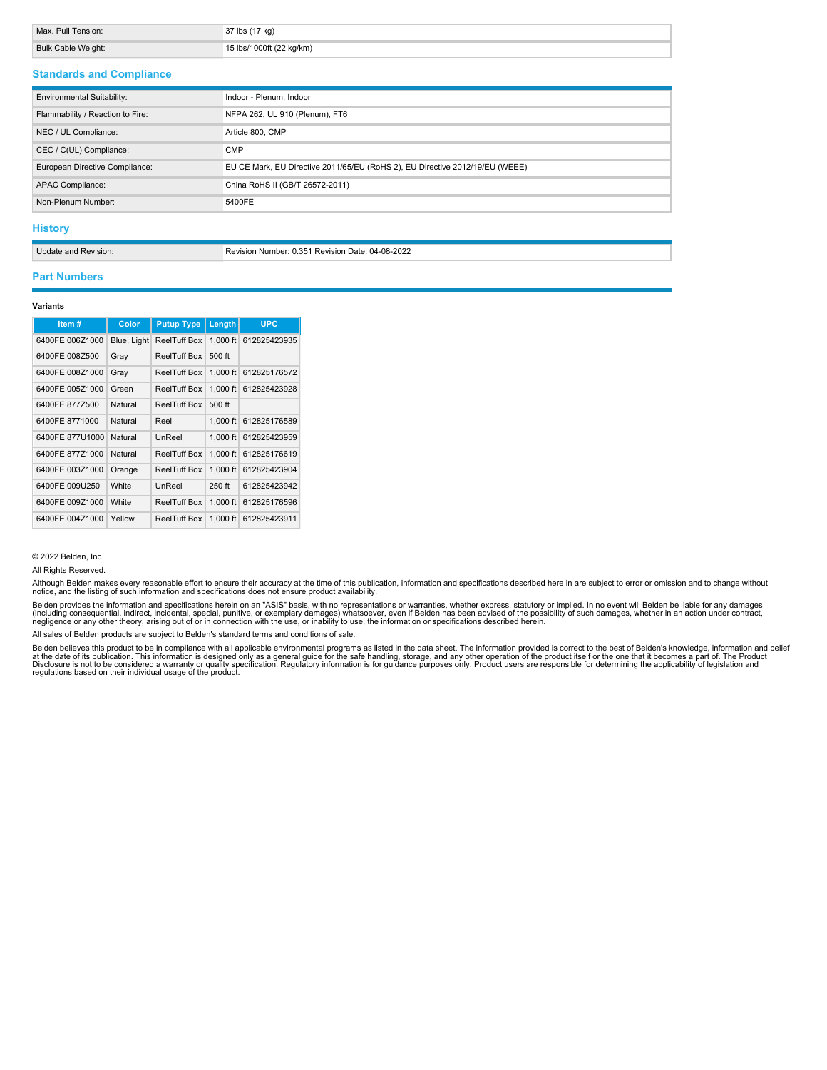| | |
|---|---|
| Max. Pull Tension: | 37 lbs (17 kg) |
| Bulk Cable Weight: | 15 lbs/1000ft (22 kg/km) |

## Standards and Compliance

| | |
|---|---|
| Environmental Suitability: | Indoor - Plenum, Indoor |
| Flammability / Reaction to Fire: | NFPA 262, UL 910 (Plenum), FT6 |
| NEC / UL Compliance: | Article 800, CMP |
| CEC / C(UL) Compliance: | CMP |
| European Directive Compliance: | EU CE Mark, EU Directive 2011/65/EU (RoHS 2), EU Directive 2012/19/EU (WEEE) |
| APAC Compliance: | China RoHS II (GB/T 26572-2011) |
| Non-Plenum Number: | 5400FE |

## History

| | |
|---|---|
| Update and Revision: | Revision Number: 0.351 Revision Date: 04-08-2022 |

## Part Numbers

**Variants**

| Item # | Color | Putup Type | Length | UPC |
|---|---|---|---|---|
| 6400FE 006Z1000 | Blue, Light | ReelTuff Box | 1,000 ft | 612825423935 |
| 6400FE 008Z500 | Gray | ReelTuff Box | 500 ft | |
| 6400FE 008Z1000 | Gray | ReelTuff Box | 1,000 ft | 612825176572 |
| 6400FE 005Z1000 | Green | ReelTuff Box | 1,000 ft | 612825423928 |
| 6400FE 877Z500 | Natural | ReelTuff Box | 500 ft | |
| 6400FE 8771000 | Natural | Reel | 1,000 ft | 612825176589 |
| 6400FE 877U1000 | Natural | UnReel | 1,000 ft | 612825423959 |
| 6400FE 877Z1000 | Natural | ReelTuff Box | 1,000 ft | 612825176619 |
| 6400FE 003Z1000 | Orange | ReelTuff Box | 1,000 ft | 612825423904 |
| 6400FE 009U250 | White | UnReel | 250 ft | 612825423942 |
| 6400FE 009Z1000 | White | ReelTuff Box | 1,000 ft | 612825176596 |
| 6400FE 004Z1000 | Yellow | ReelTuff Box | 1,000 ft | 612825423911 |

© 2022 Belden, Inc

All Rights Reserved.

Although Belden makes every reasonable effort to ensure their accuracy at the time of this publication, information and specifications described here in are subject to error or omission and to change without notice, and the listing of such information and specifications does not ensure product availability.

Belden provides the information and specifications herein on an "ASIS" basis, with no representations or warranties, whether express, statutory or implied. In no event will Belden be liable for any damages (including consequential, indirect, incidental, special, punitive, or exemplary damages) whatsoever, even if Belden has been advised of the possibility of such damages, whether in an action under contract, negligence or any other theory, arising out of or in connection with the use, or inability to use, the information or specifications described herein.

All sales of Belden products are subject to Belden's standard terms and conditions of sale.

Belden believes this product to be in compliance with all applicable environmental programs as listed in the data sheet. The information provided is correct to the best of Belden's knowledge, information and belief at the date of its publication. This information is designed only as a general guide for the safe handling, storage, and any other operation of the product itself or the one that it becomes a part of. The Product Disclosure is not to be considered a warranty or quality specification. Regulatory information is for guidance purposes only. Product users are responsible for determining the applicability of legislation and regulations based on their individual usage of the product.